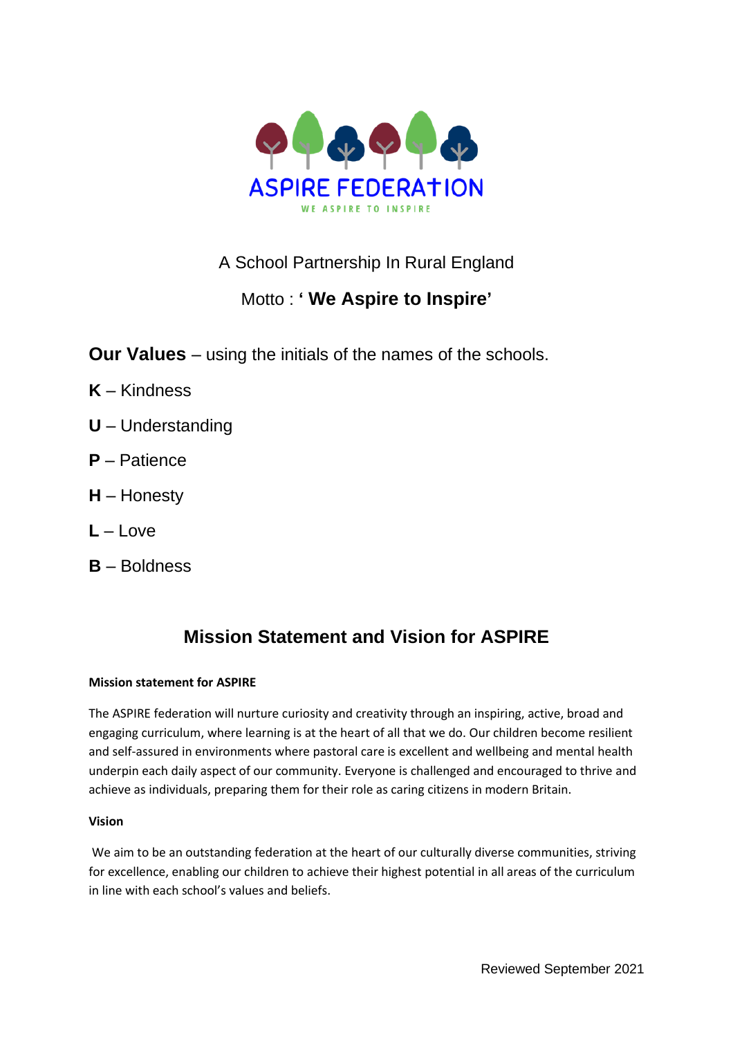# ASPIRE FEDERATION

WE ASPIRE TO INSPIRE

A School Partnership In Rural England

Motto : **' We Aspire to Inspire'**

**Our Values** – using the initials of the names of the schools.

**K** – Kindness

**U** – Understanding

**P** – Patience

**H** – Honesty

**L** – Love

**B** – Boldness

## Mission Statement and Vision for ASPIRE

**Mission statement for ASPIRE**

The ASPIRE federation will nurture curiosity and creativity through an inspiring, active, broad and engaging curriculum, where learning is at the heart of all that we do. Our children become resilient and self-assured in environments where pastoral care is excellent and wellbeing and mental health underpin each daily aspect of our community. Everyone is challenged and encouraged to thrive and achieve as individuals, preparing them for their role as caring citizens in modern Britain.

**Vision**

We aim to be an outstanding federation at the heart of our culturally diverse communities, striving for excellence, enabling our children to achieve their highest potential in all areas of the curriculum in line with each school's values and beliefs.

Reviewed September 2021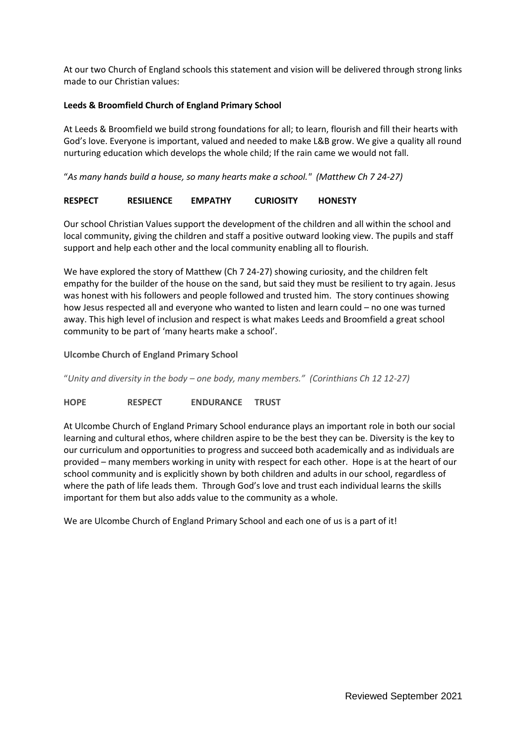At our two Church of England schools this statement and vision will be delivered through strong links made to our Christian values:

**Leeds & Broomfield Church of England Primary School**

At Leeds & Broomfield we build strong foundations for all; to learn, flourish and fill their hearts with God's love. Everyone is important, valued and needed to make L&B grow. We give a quality all round nurturing education which develops the whole child; If the rain came we would not fall.

"*As many hands build a house, so many hearts make a school." (Matthew Ch 7 24-27)*

**RESPECT RESILIENCE EMPATHY CURIOSITY HONESTY**

Our school Christian Values support the development of the children and all within the school and local community, giving the children and staff a positive outward looking view. The pupils and staff support and help each other and the local community enabling all to flourish.

We have explored the story of Matthew (Ch 7 24-27) showing curiosity, and the children felt empathy for the builder of the house on the sand, but said they must be resilient to try again. Jesus was honest with his followers and people followed and trusted him. The story continues showing how Jesus respected all and everyone who wanted to listen and learn could – no one was turned away. This high level of inclusion and respect is what makes Leeds and Broomfield a great school community to be part of 'many hearts make a school'.

**Ulcombe Church of England Primary School**

"*Unity and diversity in the body – one body, many members." (Corinthians Ch 12 12-27)*

**HOPE RESPECT ENDURANCE TRUST**

At Ulcombe Church of England Primary School endurance plays an important role in both our social learning and cultural ethos, where children aspire to be the best they can be. Diversity is the key to our curriculum and opportunities to progress and succeed both academically and as individuals are provided – many members working in unity with respect for each other. Hope is at the heart of our school community and is explicitly shown by both children and adults in our school, regardless of where the path of life leads them. Through God's love and trust each individual learns the skills important for them but also adds value to the community as a whole.

We are Ulcombe Church of England Primary School and each one of us is a part of it!

Reviewed September 2021